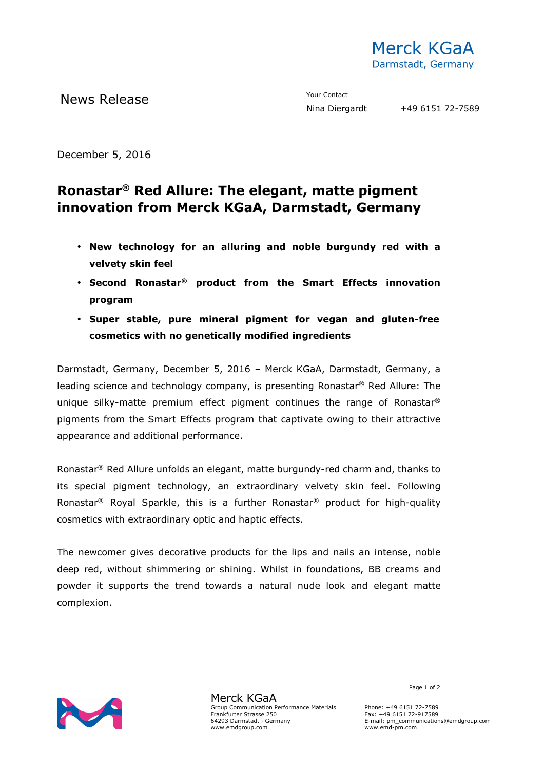Merck KGaA
Darmstadt, Germany

News Release

Your Contact
Nina Diergardt +49 6151 72-7589

December 5, 2016

# Ronastar® Red Allure: The elegant, matte pigment innovation from Merck KGaA, Darmstadt, Germany

- **New technology for an alluring and noble burgundy red with a velvety skin feel**
- **Second Ronastar® product from the Smart Effects innovation program**
- **Super stable, pure mineral pigment for vegan and gluten-free cosmetics with no genetically modified ingredients**

Darmstadt, Germany, December 5, 2016 – Merck KGaA, Darmstadt, Germany, a leading science and technology company, is presenting Ronastar® Red Allure: The unique silky-matte premium effect pigment continues the range of Ronastar® pigments from the Smart Effects program that captivate owing to their attractive appearance and additional performance.

Ronastar® Red Allure unfolds an elegant, matte burgundy-red charm and, thanks to its special pigment technology, an extraordinary velvety skin feel. Following Ronastar® Royal Sparkle, this is a further Ronastar® product for high-quality cosmetics with extraordinary optic and haptic effects.

The newcomer gives decorative products for the lips and nails an intense, noble deep red, without shimmering or shining. Whilst in foundations, BB creams and powder it supports the trend towards a natural nude look and elegant matte complexion.

Merck KGaA
Group Communication Performance Materials
Frankfurter Strasse 250
64293 Darmstadt · Germany
www.emdgroup.com

Phone: +49 6151 72-7589
Fax: +49 6151 72-917589
E-mail: pm_communications@emdgroup.com
www.emd-pm.com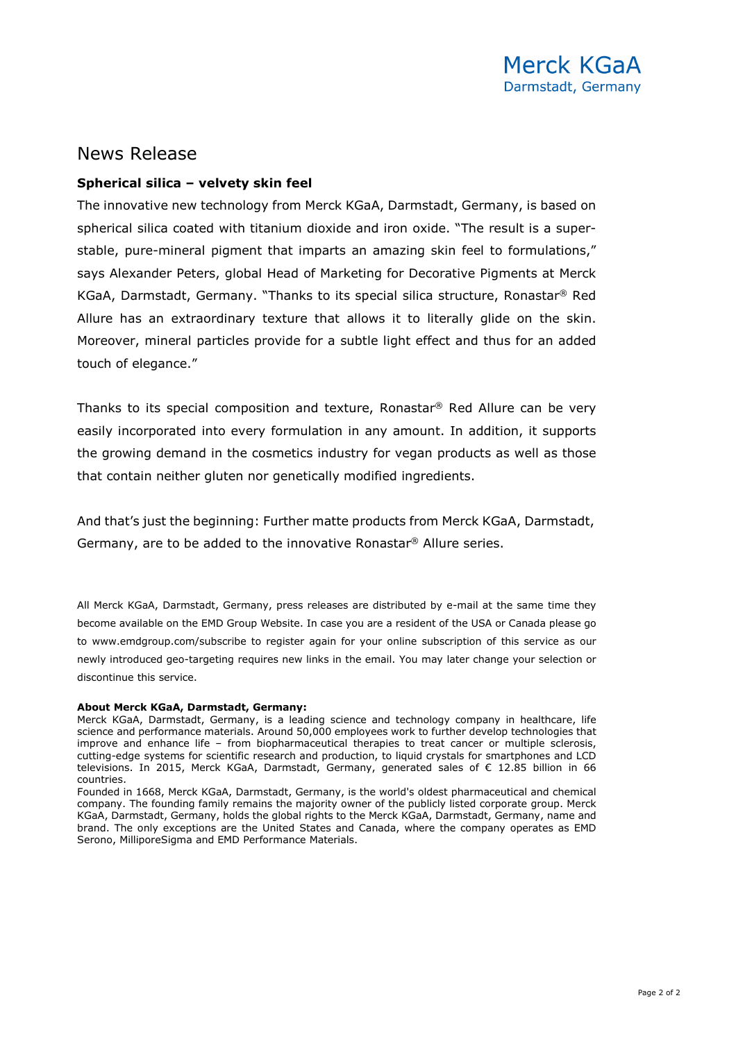Merck KGaA
Darmstadt, Germany

# News Release

**Spherical silica – velvety skin feel**

The innovative new technology from Merck KGaA, Darmstadt, Germany, is based on spherical silica coated with titanium dioxide and iron oxide. "The result is a super-stable, pure-mineral pigment that imparts an amazing skin feel to formulations," says Alexander Peters, global Head of Marketing for Decorative Pigments at Merck KGaA, Darmstadt, Germany. "Thanks to its special silica structure, Ronastar® Red Allure has an extraordinary texture that allows it to literally glide on the skin. Moreover, mineral particles provide for a subtle light effect and thus for an added touch of elegance."

Thanks to its special composition and texture, Ronastar® Red Allure can be very easily incorporated into every formulation in any amount. In addition, it supports the growing demand in the cosmetics industry for vegan products as well as those that contain neither gluten nor genetically modified ingredients.

And that's just the beginning: Further matte products from Merck KGaA, Darmstadt, Germany, are to be added to the innovative Ronastar® Allure series.

All Merck KGaA, Darmstadt, Germany, press releases are distributed by e-mail at the same time they become available on the EMD Group Website. In case you are a resident of the USA or Canada please go to www.emdgroup.com/subscribe to register again for your online subscription of this service as our newly introduced geo-targeting requires new links in the email. You may later change your selection or discontinue this service.

**About Merck KGaA, Darmstadt, Germany:**
Merck KGaA, Darmstadt, Germany, is a leading science and technology company in healthcare, life science and performance materials. Around 50,000 employees work to further develop technologies that improve and enhance life – from biopharmaceutical therapies to treat cancer or multiple sclerosis, cutting-edge systems for scientific research and production, to liquid crystals for smartphones and LCD televisions. In 2015, Merck KGaA, Darmstadt, Germany, generated sales of € 12.85 billion in 66 countries.
Founded in 1668, Merck KGaA, Darmstadt, Germany, is the world's oldest pharmaceutical and chemical company. The founding family remains the majority owner of the publicly listed corporate group. Merck KGaA, Darmstadt, Germany, holds the global rights to the Merck KGaA, Darmstadt, Germany, name and brand. The only exceptions are the United States and Canada, where the company operates as EMD Serono, MilliporeSigma and EMD Performance Materials.